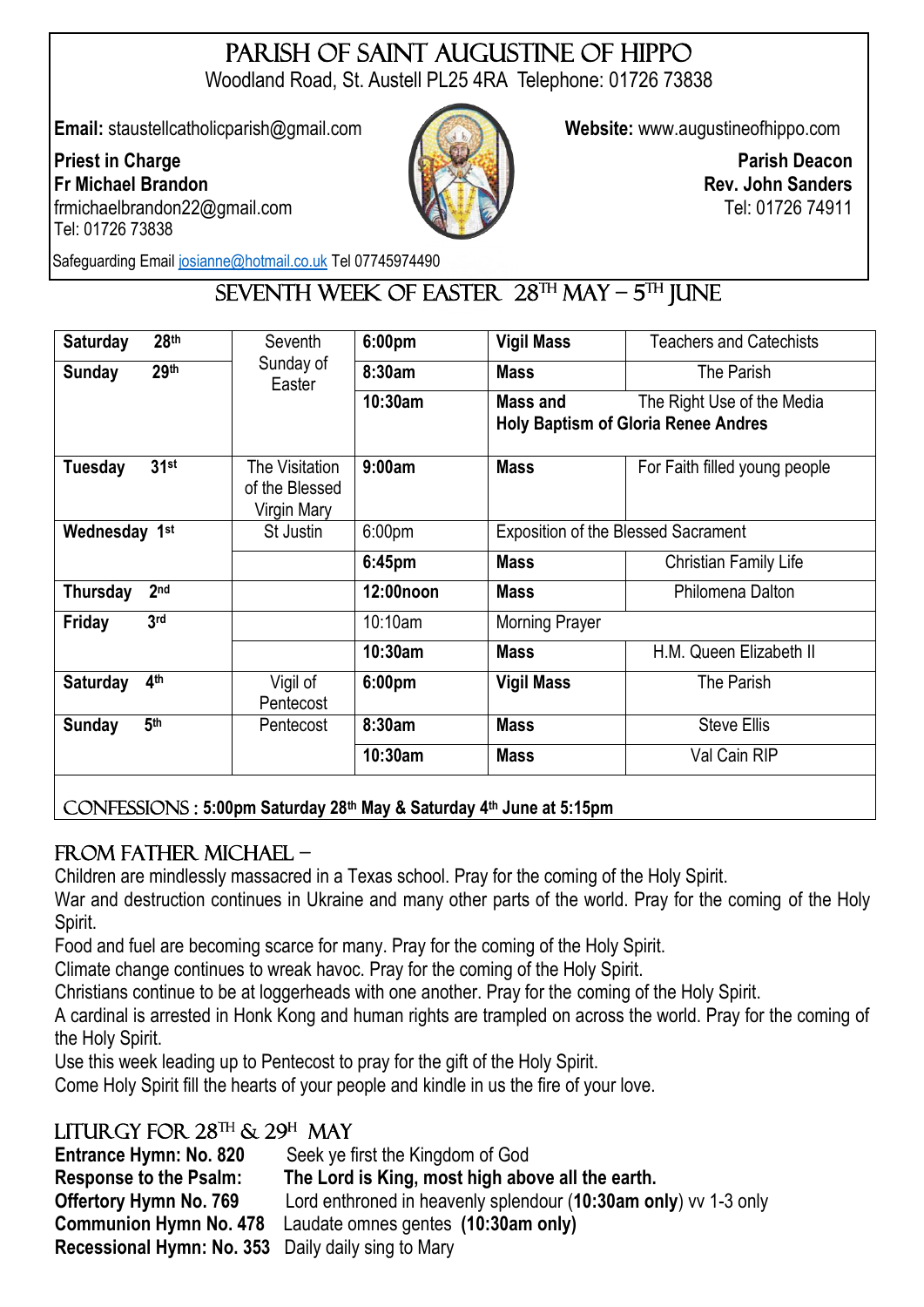# Parish of Saint Augustine of Hippo

Woodland Road, St. Austell PL25 4RA Telephone: 01726 73838

**Email:** staustellcatholicparish@gmail.com

**Website:** www.augustineofhippo.com

**Priest in Charge**
**Fr Michael Brandon**
frmichaelbrandon22@gmail.com
Tel: 01726 73838

**Parish Deacon**
**Rev. John Sanders**
Tel: 01726 74911

Safeguarding Email josianne@hotmail.co.uk Tel 07745974490

## Seventh Week of Easter 28th May – 5th June

| Day | Feast | Time | Service | Intention |
|---|---|---|---|---|
| **Saturday 28th** | Seventh Sunday of Easter | **6:00pm** | **Vigil Mass** | Teachers and Catechists |
| **Sunday 29th** | | **8:30am** | **Mass** | The Parish |
| | | **10:30am** | **Mass and Holy Baptism of Gloria Renee Andres** | The Right Use of the Media |
| **Tuesday 31st** | The Visitation of the Blessed Virgin Mary | **9:00am** | **Mass** | For Faith filled young people |
| **Wednesday 1st** | St Justin | 6:00pm | Exposition of the Blessed Sacrament | |
| | | **6:45pm** | **Mass** | Christian Family Life |
| **Thursday 2nd** | | **12:00noon** | **Mass** | Philomena Dalton |
| **Friday 3rd** | | 10:10am | Morning Prayer | |
| | | **10:30am** | **Mass** | H.M. Queen Elizabeth II |
| **Saturday 4th** | Vigil of Pentecost | **6:00pm** | **Vigil Mass** | The Parish |
| **Sunday 5th** | Pentecost | **8:30am** | **Mass** | Steve Ellis |
| | | **10:30am** | **Mass** | Val Cain RIP |

CONFESSIONS : **5:00pm Saturday 28th May & Saturday 4th June at 5:15pm**

## From Father Michael –

Children are mindlessly massacred in a Texas school. Pray for the coming of the Holy Spirit.
War and destruction continues in Ukraine and many other parts of the world. Pray for the coming of the Holy Spirit.
Food and fuel are becoming scarce for many. Pray for the coming of the Holy Spirit.
Climate change continues to wreak havoc. Pray for the coming of the Holy Spirit.
Christians continue to be at loggerheads with one another. Pray for the coming of the Holy Spirit.
A cardinal is arrested in Honk Kong and human rights are trampled on across the world. Pray for the coming of the Holy Spirit.
Use this week leading up to Pentecost to pray for the gift of the Holy Spirit.
Come Holy Spirit fill the hearts of your people and kindle in us the fire of your love.

## Liturgy for 28th & 29h May

**Entrance Hymn: No. 820** Seek ye first the Kingdom of God
**Response to the Psalm:** **The Lord is King, most high above all the earth.**
**Offertory Hymn No. 769** Lord enthroned in heavenly splendour (**10:30am only**) vv 1-3 only
**Communion Hymn No. 478** Laudate omnes gentes **(10:30am only)**
**Recessional Hymn: No. 353** Daily daily sing to Mary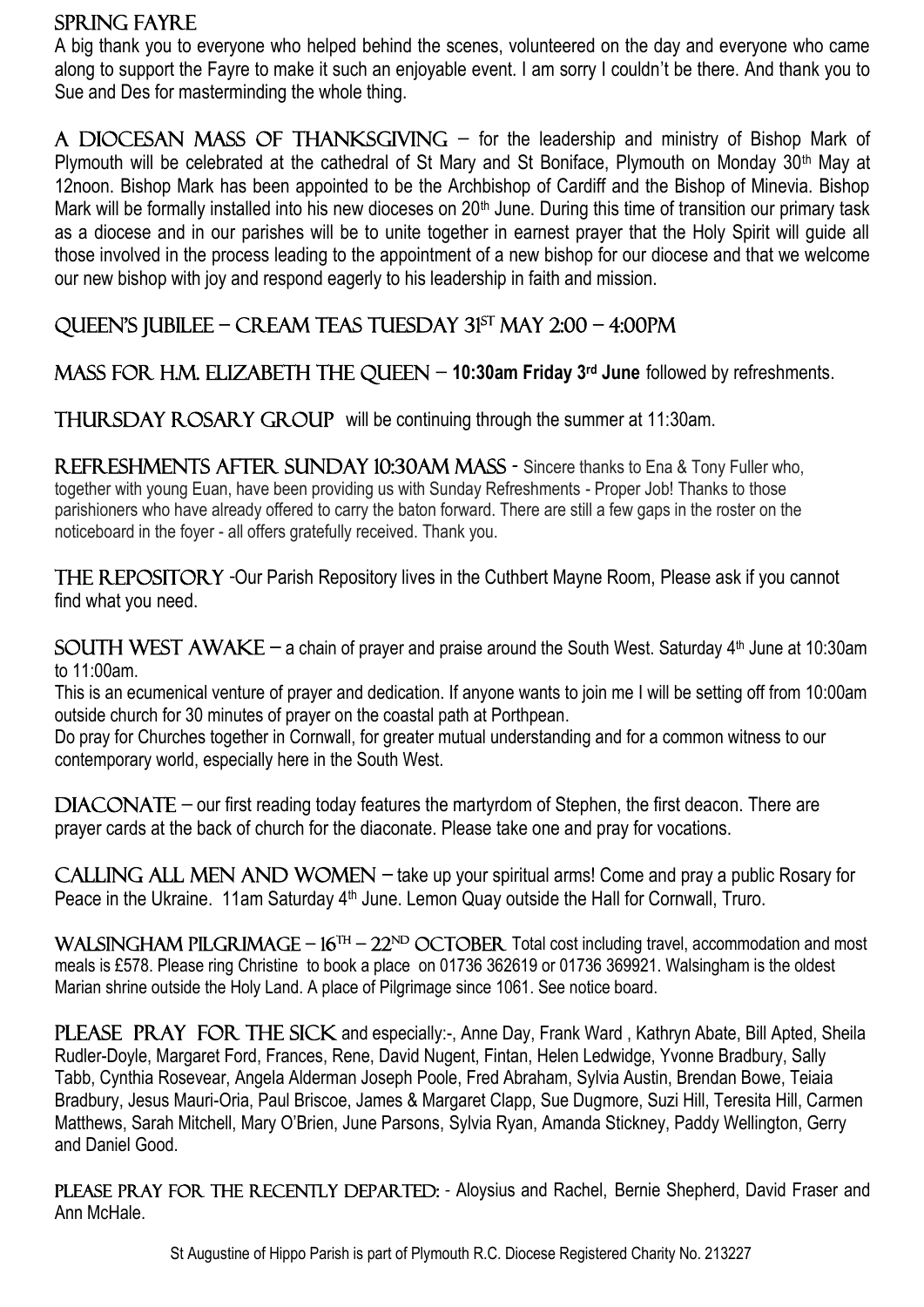## Spring Fayre

A big thank you to everyone who helped behind the scenes, volunteered on the day and everyone who came along to support the Fayre to make it such an enjoyable event. I am sorry I couldn't be there. And thank you to Sue and Des for masterminding the whole thing.

**A Diocesan Mass of Thanksgiving** – for the leadership and ministry of Bishop Mark of Plymouth will be celebrated at the cathedral of St Mary and St Boniface, Plymouth on Monday 30th May at 12noon. Bishop Mark has been appointed to be the Archbishop of Cardiff and the Bishop of Minevia. Bishop Mark will be formally installed into his new dioceses on 20th June. During this time of transition our primary task as a diocese and in our parishes will be to unite together in earnest prayer that the Holy Spirit will guide all those involved in the process leading to the appointment of a new bishop for our diocese and that we welcome our new bishop with joy and respond eagerly to his leadership in faith and mission.

## Queen's Jubilee – Cream Teas Tuesday 31st May 2:00 – 4:00pm

**Mass for H.M. Elizabeth the Queen** – **10:30am Friday 3rd June** followed by refreshments.

**Thursday Rosary Group** will be continuing through the summer at 11:30am.

**Refreshments after Sunday 10:30am Mass** - Sincere thanks to Ena & Tony Fuller who, together with young Euan, have been providing us with Sunday Refreshments - Proper Job! Thanks to those parishioners who have already offered to carry the baton forward. There are still a few gaps in the roster on the noticeboard in the foyer - all offers gratefully received. Thank you.

**The Repository** -Our Parish Repository lives in the Cuthbert Mayne Room, Please ask if you cannot find what you need.

**South West Awake** – a chain of prayer and praise around the South West. Saturday 4th June at 10:30am to 11:00am.

This is an ecumenical venture of prayer and dedication. If anyone wants to join me I will be setting off from 10:00am outside church for 30 minutes of prayer on the coastal path at Porthpean.

Do pray for Churches together in Cornwall, for greater mutual understanding and for a common witness to our contemporary world, especially here in the South West.

**Diaconate** – our first reading today features the martyrdom of Stephen, the first deacon. There are prayer cards at the back of church for the diaconate. Please take one and pray for vocations.

**Calling all Men and Women** – take up your spiritual arms! Come and pray a public Rosary for Peace in the Ukraine. 11am Saturday 4th June. Lemon Quay outside the Hall for Cornwall, Truro.

**Walsingham Pilgrimage – 16th – 22nd October** Total cost including travel, accommodation and most meals is £578. Please ring Christine to book a place on 01736 362619 or 01736 369921. Walsingham is the oldest Marian shrine outside the Holy Land. A place of Pilgrimage since 1061. See notice board.

**Please Pray for the Sick** and especially:-, Anne Day, Frank Ward , Kathryn Abate, Bill Apted, Sheila Rudler-Doyle, Margaret Ford, Frances, Rene, David Nugent, Fintan, Helen Ledwidge, Yvonne Bradbury, Sally Tabb, Cynthia Rosevear, Angela Alderman Joseph Poole, Fred Abraham, Sylvia Austin, Brendan Bowe, Teiaia Bradbury, Jesus Mauri-Oria, Paul Briscoe, James & Margaret Clapp, Sue Dugmore, Suzi Hill, Teresita Hill, Carmen Matthews, Sarah Mitchell, Mary O'Brien, June Parsons, Sylvia Ryan, Amanda Stickney, Paddy Wellington, Gerry and Daniel Good.

**Please pray for the recently departed:** - Aloysius and Rachel, Bernie Shepherd, David Fraser and Ann McHale.

St Augustine of Hippo Parish is part of Plymouth R.C. Diocese Registered Charity No. 213227